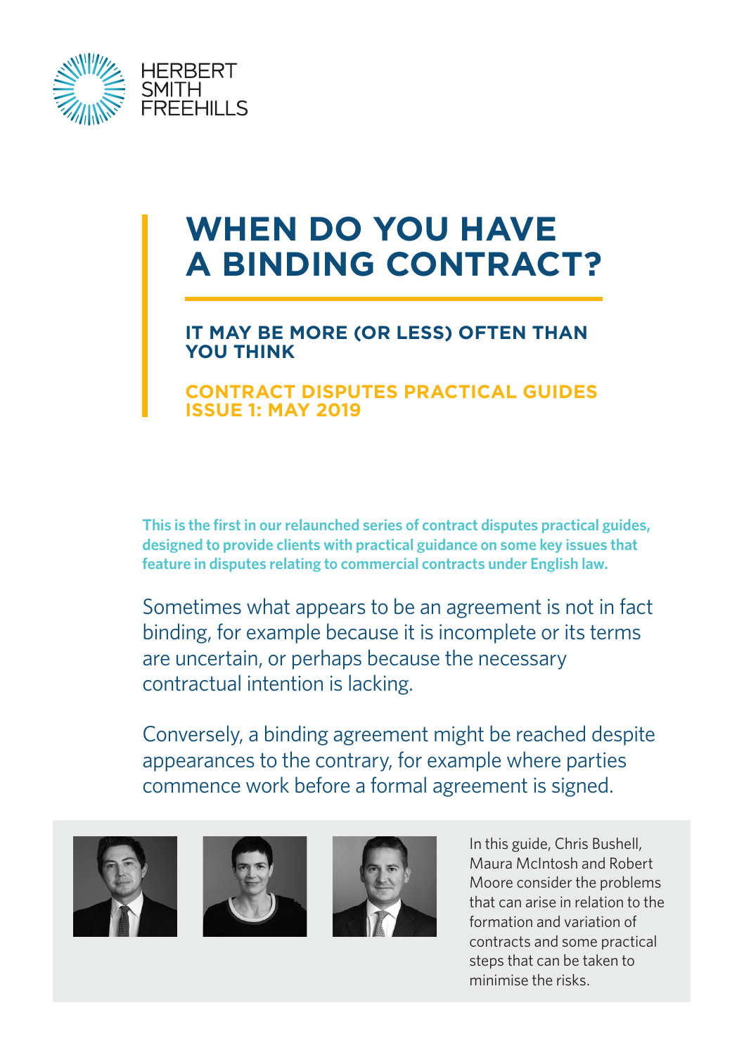HERBERT SMITH FREEHILLS

# WHEN DO YOU HAVE A BINDING CONTRACT?

## IT MAY BE MORE (OR LESS) OFTEN THAN YOU THINK

### CONTRACT DISPUTES PRACTICAL GUIDES ISSUE 1: MAY 2019

**This is the first in our relaunched series of contract disputes practical guides, designed to provide clients with practical guidance on some key issues that feature in disputes relating to commercial contracts under English law.**

Sometimes what appears to be an agreement is not in fact binding, for example because it is incomplete or its terms are uncertain, or perhaps because the necessary contractual intention is lacking.

Conversely, a binding agreement might be reached despite appearances to the contrary, for example where parties commence work before a formal agreement is signed.

In this guide, Chris Bushell, Maura McIntosh and Robert Moore consider the problems that can arise in relation to the formation and variation of contracts and some practical steps that can be taken to minimise the risks.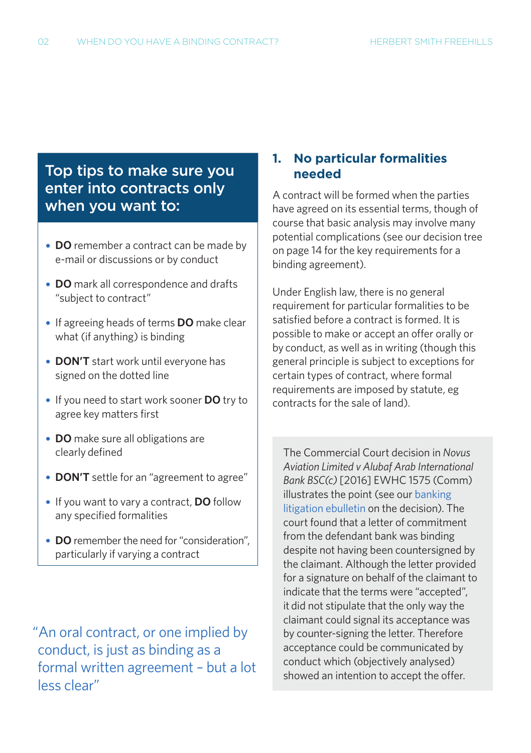## Top tips to make sure you enter into contracts only when you want to:

- **DO** remember a contract can be made by e-mail or discussions or by conduct
- **DO** mark all correspondence and drafts "subject to contract"
- If agreeing heads of terms **DO** make clear what (if anything) is binding
- **DON'T** start work until everyone has signed on the dotted line
- If you need to start work sooner **DO** try to agree key matters first
- **DO** make sure all obligations are clearly defined
- **DON'T** settle for an "agreement to agree"
- If you want to vary a contract, **DO** follow any specified formalities
- **DO** remember the need for "consideration", particularly if varying a contract

"An oral contract, or one implied by conduct, is just as binding as a formal written agreement – but a lot less clear"

## 1. No particular formalities needed

A contract will be formed when the parties have agreed on its essential terms, though of course that basic analysis may involve many potential complications (see our decision tree on page 14 for the key requirements for a binding agreement).

Under English law, there is no general requirement for particular formalities to be satisfied before a contract is formed. It is possible to make or accept an offer orally or by conduct, as well as in writing (though this general principle is subject to exceptions for certain types of contract, where formal requirements are imposed by statute, eg contracts for the sale of land).

The Commercial Court decision in *Novus Aviation Limited v Alubaf Arab International Bank BSC(c)* [2016] EWHC 1575 (Comm) illustrates the point (see our banking litigation ebulletin on the decision). The court found that a letter of commitment from the defendant bank was binding despite not having been countersigned by the claimant. Although the letter provided for a signature on behalf of the claimant to indicate that the terms were "accepted", it did not stipulate that the only way the claimant could signal its acceptance was by counter-signing the letter. Therefore acceptance could be communicated by conduct which (objectively analysed) showed an intention to accept the offer.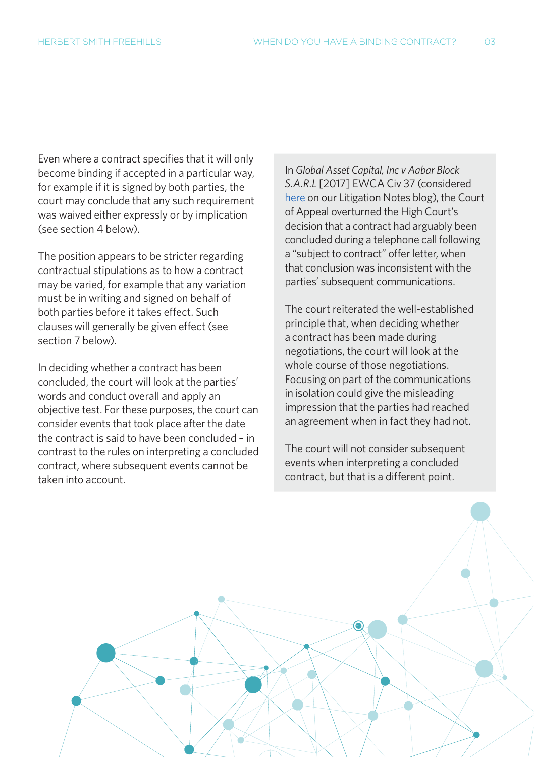Even where a contract specifies that it will only become binding if accepted in a particular way, for example if it is signed by both parties, the court may conclude that any such requirement was waived either expressly or by implication (see section 4 below).

The position appears to be stricter regarding contractual stipulations as to how a contract may be varied, for example that any variation must be in writing and signed on behalf of both parties before it takes effect. Such clauses will generally be given effect (see section 7 below).

In deciding whether a contract has been concluded, the court will look at the parties' words and conduct overall and apply an objective test. For these purposes, the court can consider events that took place after the date the contract is said to have been concluded – in contrast to the rules on interpreting a concluded contract, where subsequent events cannot be taken into account.

In *Global Asset Capital, Inc v Aabar Block S.A.R.L* [2017] EWCA Civ 37 (considered here on our Litigation Notes blog), the Court of Appeal overturned the High Court's decision that a contract had arguably been concluded during a telephone call following a "subject to contract" offer letter, when that conclusion was inconsistent with the parties' subsequent communications.

The court reiterated the well-established principle that, when deciding whether a contract has been made during negotiations, the court will look at the whole course of those negotiations. Focusing on part of the communications in isolation could give the misleading impression that the parties had reached an agreement when in fact they had not.

The court will not consider subsequent events when interpreting a concluded contract, but that is a different point.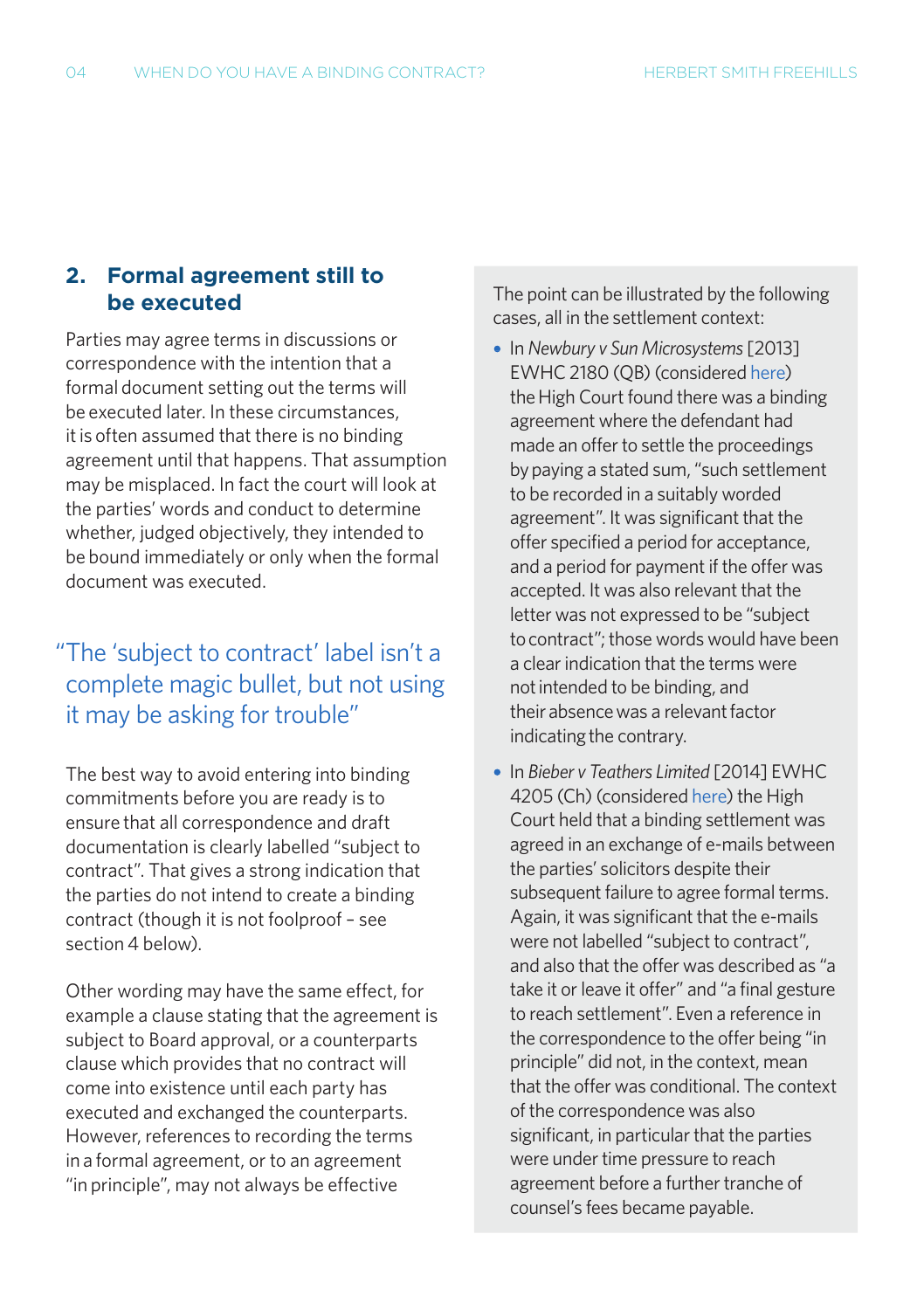## 2. Formal agreement still to be executed

Parties may agree terms in discussions or correspondence with the intention that a formal document setting out the terms will be executed later. In these circumstances, it is often assumed that there is no binding agreement until that happens. That assumption may be misplaced. In fact the court will look at the parties' words and conduct to determine whether, judged objectively, they intended to be bound immediately or only when the formal document was executed.

> "The 'subject to contract' label isn't a complete magic bullet, but not using it may be asking for trouble"

The best way to avoid entering into binding commitments before you are ready is to ensure that all correspondence and draft documentation is clearly labelled "subject to contract". That gives a strong indication that the parties do not intend to create a binding contract (though it is not foolproof – see section 4 below).

Other wording may have the same effect, for example a clause stating that the agreement is subject to Board approval, or a counterparts clause which provides that no contract will come into existence until each party has executed and exchanged the counterparts. However, references to recording the terms in a formal agreement, or to an agreement "in principle", may not always be effective

The point can be illustrated by the following cases, all in the settlement context:

- In *Newbury v Sun Microsystems* [2013] EWHC 2180 (QB) (considered here) the High Court found there was a binding agreement where the defendant had made an offer to settle the proceedings by paying a stated sum, "such settlement to be recorded in a suitably worded agreement". It was significant that the offer specified a period for acceptance, and a period for payment if the offer was accepted. It was also relevant that the letter was not expressed to be "subject to contract"; those words would have been a clear indication that the terms were not intended to be binding, and their absence was a relevant factor indicating the contrary.
- In *Bieber v Teathers Limited* [2014] EWHC 4205 (Ch) (considered here) the High Court held that a binding settlement was agreed in an exchange of e-mails between the parties' solicitors despite their subsequent failure to agree formal terms. Again, it was significant that the e-mails were not labelled "subject to contract", and also that the offer was described as "a take it or leave it offer" and "a final gesture to reach settlement". Even a reference in the correspondence to the offer being "in principle" did not, in the context, mean that the offer was conditional. The context of the correspondence was also significant, in particular that the parties were under time pressure to reach agreement before a further tranche of counsel's fees became payable.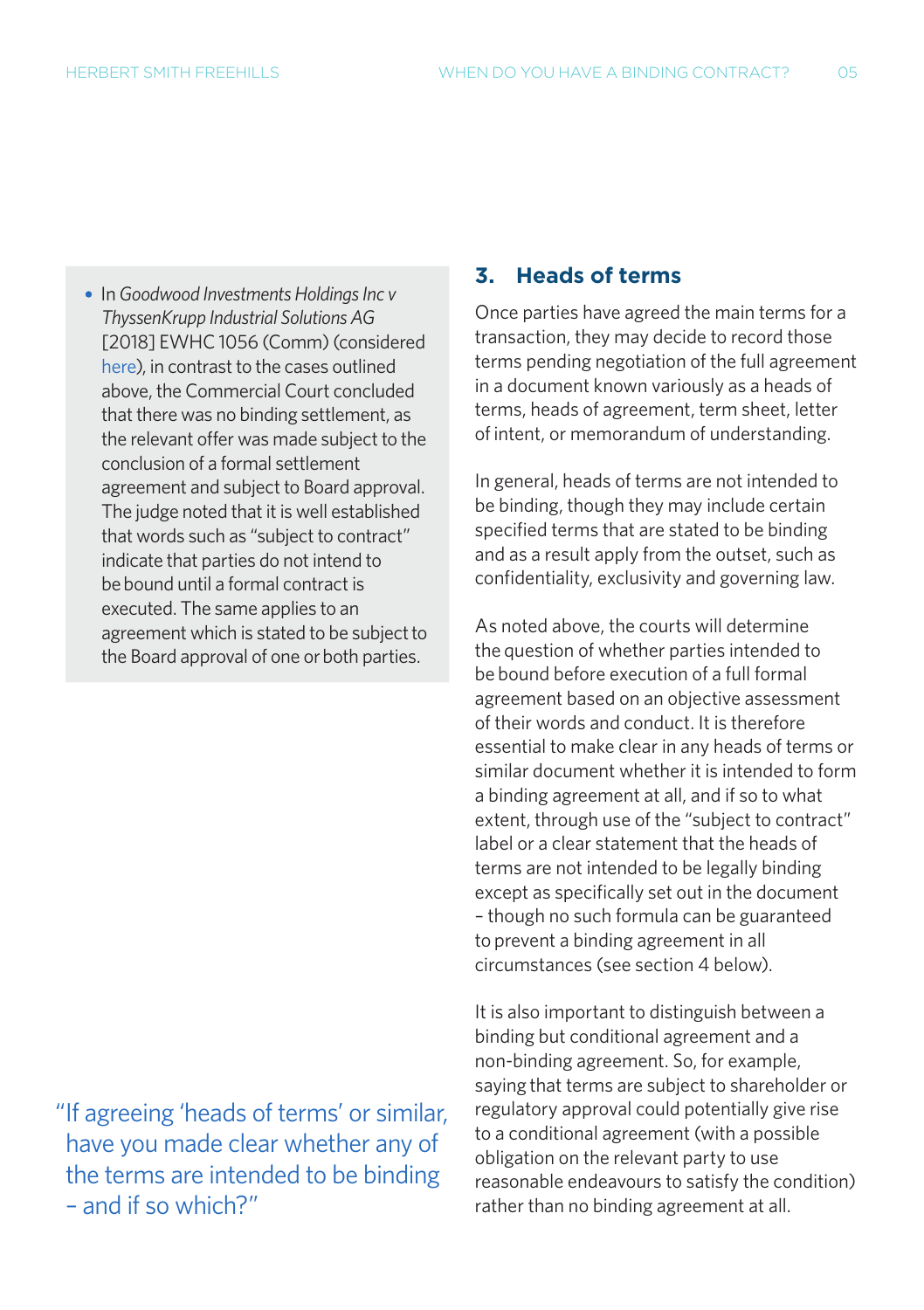- In *Goodwood Investments Holdings Inc v ThyssenKrupp Industrial Solutions AG* [2018] EWHC 1056 (Comm) (considered here), in contrast to the cases outlined above, the Commercial Court concluded that there was no binding settlement, as the relevant offer was made subject to the conclusion of a formal settlement agreement and subject to Board approval. The judge noted that it is well established that words such as "subject to contract" indicate that parties do not intend to be bound until a formal contract is executed. The same applies to an agreement which is stated to be subject to the Board approval of one or both parties.

"If agreeing 'heads of terms' or similar, have you made clear whether any of the terms are intended to be binding – and if so which?"

## 3. Heads of terms

Once parties have agreed the main terms for a transaction, they may decide to record those terms pending negotiation of the full agreement in a document known variously as a heads of terms, heads of agreement, term sheet, letter of intent, or memorandum of understanding.

In general, heads of terms are not intended to be binding, though they may include certain specified terms that are stated to be binding and as a result apply from the outset, such as confidentiality, exclusivity and governing law.

As noted above, the courts will determine the question of whether parties intended to be bound before execution of a full formal agreement based on an objective assessment of their words and conduct. It is therefore essential to make clear in any heads of terms or similar document whether it is intended to form a binding agreement at all, and if so to what extent, through use of the "subject to contract" label or a clear statement that the heads of terms are not intended to be legally binding except as specifically set out in the document – though no such formula can be guaranteed to prevent a binding agreement in all circumstances (see section 4 below).

It is also important to distinguish between a binding but conditional agreement and a non-binding agreement. So, for example, saying that terms are subject to shareholder or regulatory approval could potentially give rise to a conditional agreement (with a possible obligation on the relevant party to use reasonable endeavours to satisfy the condition) rather than no binding agreement at all.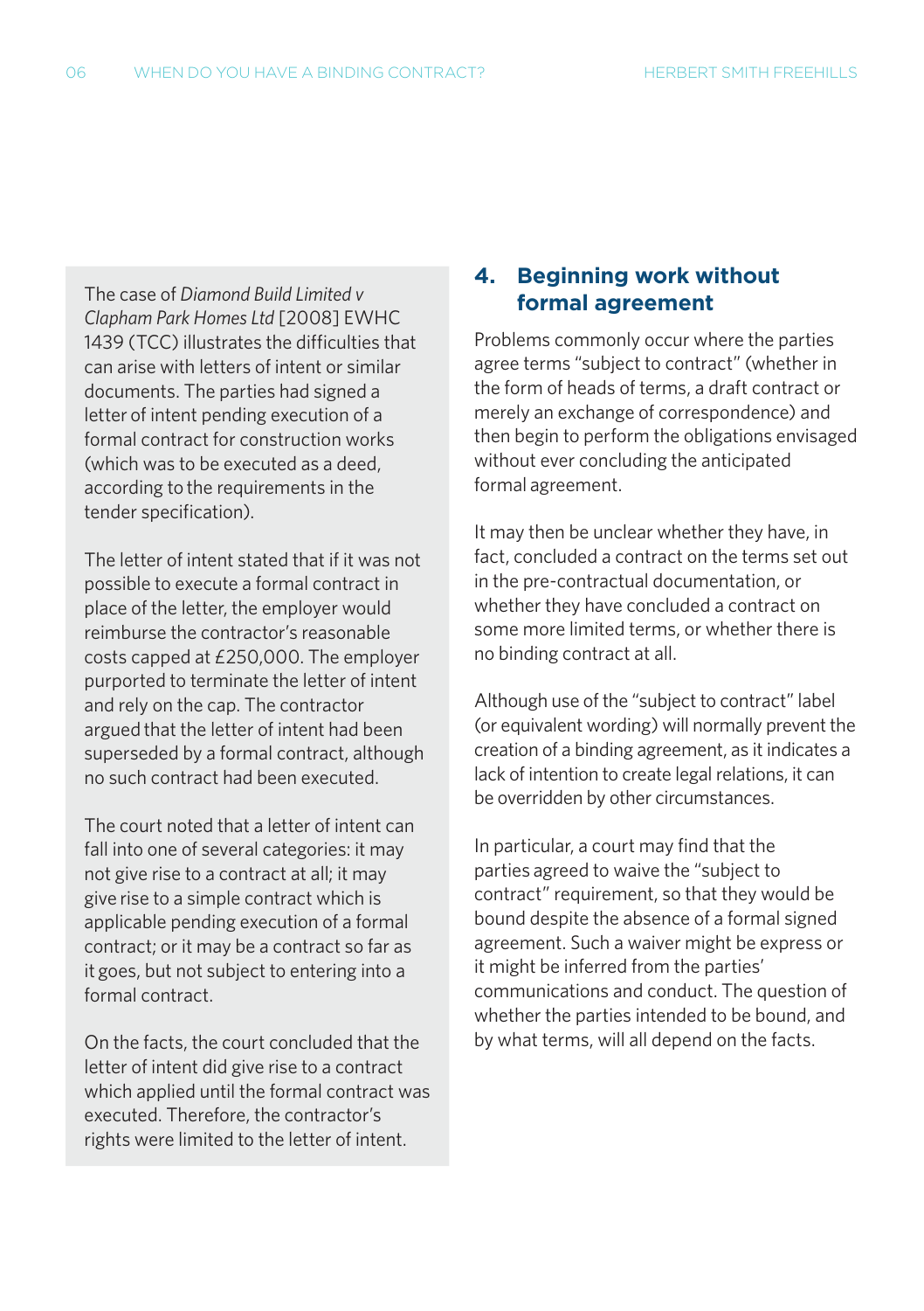The case of *Diamond Build Limited v Clapham Park Homes Ltd* [2008] EWHC 1439 (TCC) illustrates the difficulties that can arise with letters of intent or similar documents. The parties had signed a letter of intent pending execution of a formal contract for construction works (which was to be executed as a deed, according to the requirements in the tender specification).

The letter of intent stated that if it was not possible to execute a formal contract in place of the letter, the employer would reimburse the contractor's reasonable costs capped at £250,000. The employer purported to terminate the letter of intent and rely on the cap. The contractor argued that the letter of intent had been superseded by a formal contract, although no such contract had been executed.

The court noted that a letter of intent can fall into one of several categories: it may not give rise to a contract at all; it may give rise to a simple contract which is applicable pending execution of a formal contract; or it may be a contract so far as it goes, but not subject to entering into a formal contract.

On the facts, the court concluded that the letter of intent did give rise to a contract which applied until the formal contract was executed. Therefore, the contractor's rights were limited to the letter of intent.

## 4. Beginning work without formal agreement

Problems commonly occur where the parties agree terms "subject to contract" (whether in the form of heads of terms, a draft contract or merely an exchange of correspondence) and then begin to perform the obligations envisaged without ever concluding the anticipated formal agreement.

It may then be unclear whether they have, in fact, concluded a contract on the terms set out in the pre-contractual documentation, or whether they have concluded a contract on some more limited terms, or whether there is no binding contract at all.

Although use of the "subject to contract" label (or equivalent wording) will normally prevent the creation of a binding agreement, as it indicates a lack of intention to create legal relations, it can be overridden by other circumstances.

In particular, a court may find that the parties agreed to waive the "subject to contract" requirement, so that they would be bound despite the absence of a formal signed agreement. Such a waiver might be express or it might be inferred from the parties' communications and conduct. The question of whether the parties intended to be bound, and by what terms, will all depend on the facts.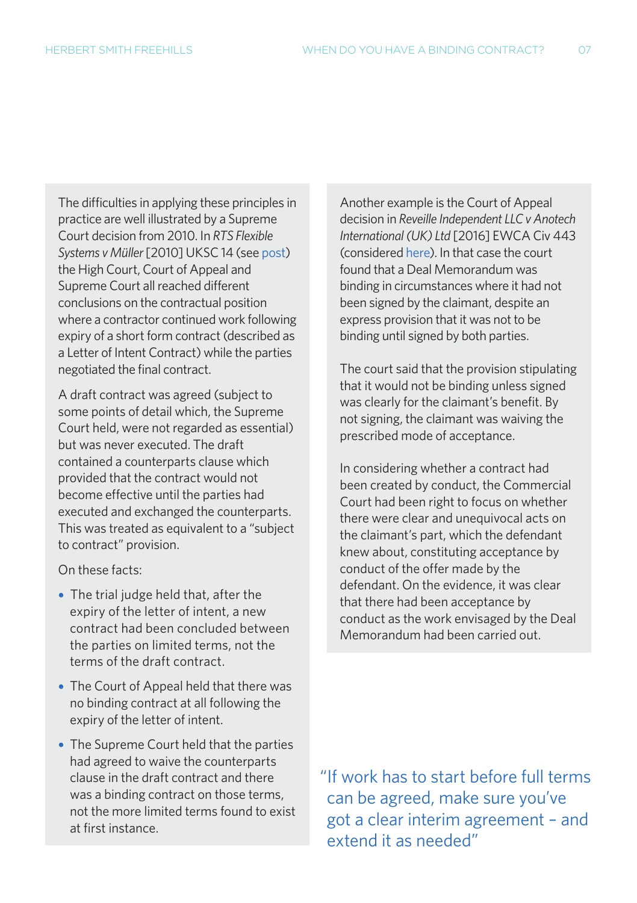The difficulties in applying these principles in practice are well illustrated by a Supreme Court decision from 2010. In *RTS Flexible Systems v Müller* [2010] UKSC 14 (see post) the High Court, Court of Appeal and Supreme Court all reached different conclusions on the contractual position where a contractor continued work following expiry of a short form contract (described as a Letter of Intent Contract) while the parties negotiated the final contract.

A draft contract was agreed (subject to some points of detail which, the Supreme Court held, were not regarded as essential) but was never executed. The draft contained a counterparts clause which provided that the contract would not become effective until the parties had executed and exchanged the counterparts. This was treated as equivalent to a "subject to contract" provision.

On these facts:

- The trial judge held that, after the expiry of the letter of intent, a new contract had been concluded between the parties on limited terms, not the terms of the draft contract.
- The Court of Appeal held that there was no binding contract at all following the expiry of the letter of intent.
- The Supreme Court held that the parties had agreed to waive the counterparts clause in the draft contract and there was a binding contract on those terms, not the more limited terms found to exist at first instance.

Another example is the Court of Appeal decision in *Reveille Independent LLC v Anotech International (UK) Ltd* [2016] EWCA Civ 443 (considered here). In that case the court found that a Deal Memorandum was binding in circumstances where it had not been signed by the claimant, despite an express provision that it was not to be binding until signed by both parties.

The court said that the provision stipulating that it would not be binding unless signed was clearly for the claimant's benefit. By not signing, the claimant was waiving the prescribed mode of acceptance.

In considering whether a contract had been created by conduct, the Commercial Court had been right to focus on whether there were clear and unequivocal acts on the claimant's part, which the defendant knew about, constituting acceptance by conduct of the offer made by the defendant. On the evidence, it was clear that there had been acceptance by conduct as the work envisaged by the Deal Memorandum had been carried out.

"If work has to start before full terms can be agreed, make sure you've got a clear interim agreement – and extend it as needed"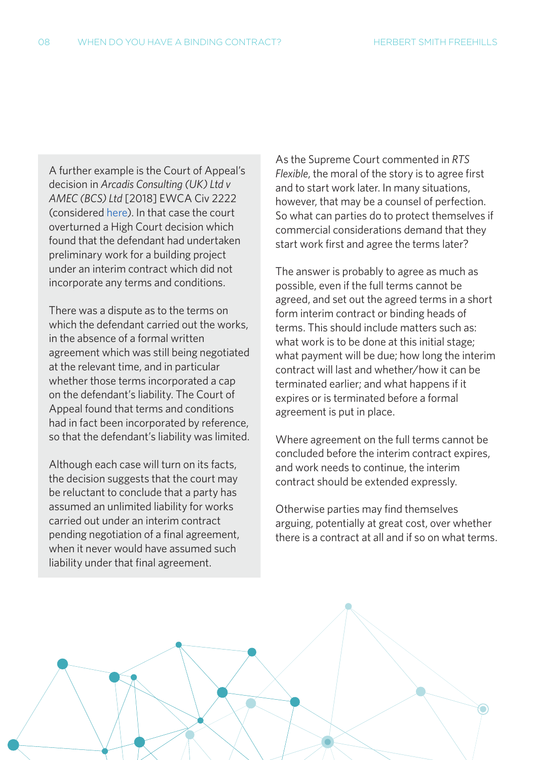A further example is the Court of Appeal's decision in *Arcadis Consulting (UK) Ltd v AMEC (BCS) Ltd* [2018] EWCA Civ 2222 (considered here). In that case the court overturned a High Court decision which found that the defendant had undertaken preliminary work for a building project under an interim contract which did not incorporate any terms and conditions.

There was a dispute as to the terms on which the defendant carried out the works, in the absence of a formal written agreement which was still being negotiated at the relevant time, and in particular whether those terms incorporated a cap on the defendant's liability. The Court of Appeal found that terms and conditions had in fact been incorporated by reference, so that the defendant's liability was limited.

Although each case will turn on its facts, the decision suggests that the court may be reluctant to conclude that a party has assumed an unlimited liability for works carried out under an interim contract pending negotiation of a final agreement, when it never would have assumed such liability under that final agreement.

As the Supreme Court commented in *RTS Flexible*, the moral of the story is to agree first and to start work later. In many situations, however, that may be a counsel of perfection. So what can parties do to protect themselves if commercial considerations demand that they start work first and agree the terms later?

The answer is probably to agree as much as possible, even if the full terms cannot be agreed, and set out the agreed terms in a short form interim contract or binding heads of terms. This should include matters such as: what work is to be done at this initial stage; what payment will be due; how long the interim contract will last and whether/how it can be terminated earlier; and what happens if it expires or is terminated before a formal agreement is put in place.

Where agreement on the full terms cannot be concluded before the interim contract expires, and work needs to continue, the interim contract should be extended expressly.

Otherwise parties may find themselves arguing, potentially at great cost, over whether there is a contract at all and if so on what terms.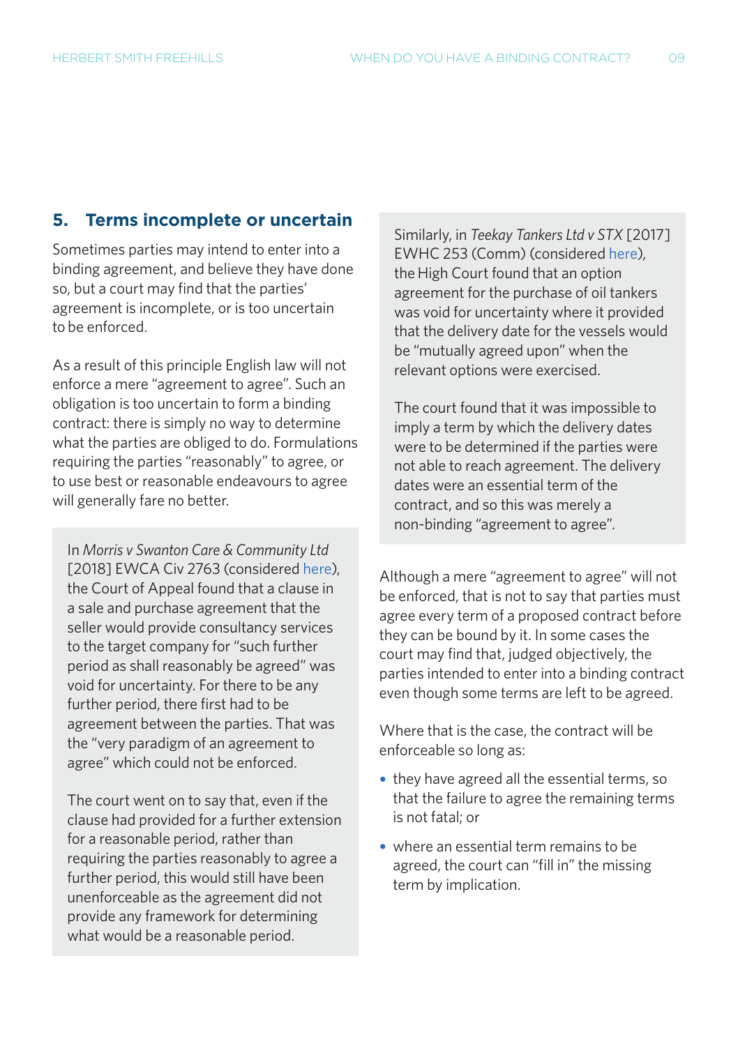## 5. Terms incomplete or uncertain

Sometimes parties may intend to enter into a binding agreement, and believe they have done so, but a court may find that the parties' agreement is incomplete, or is too uncertain to be enforced.

As a result of this principle English law will not enforce a mere "agreement to agree". Such an obligation is too uncertain to form a binding contract: there is simply no way to determine what the parties are obliged to do. Formulations requiring the parties "reasonably" to agree, or to use best or reasonable endeavours to agree will generally fare no better.

In *Morris v Swanton Care & Community Ltd* [2018] EWCA Civ 2763 (considered here), the Court of Appeal found that a clause in a sale and purchase agreement that the seller would provide consultancy services to the target company for "such further period as shall reasonably be agreed" was void for uncertainty. For there to be any further period, there first had to be agreement between the parties. That was the "very paradigm of an agreement to agree" which could not be enforced.

The court went on to say that, even if the clause had provided for a further extension for a reasonable period, rather than requiring the parties reasonably to agree a further period, this would still have been unenforceable as the agreement did not provide any framework for determining what would be a reasonable period.

Similarly, in *Teekay Tankers Ltd v STX* [2017] EWHC 253 (Comm) (considered here), the High Court found that an option agreement for the purchase of oil tankers was void for uncertainty where it provided that the delivery date for the vessels would be "mutually agreed upon" when the relevant options were exercised.

The court found that it was impossible to imply a term by which the delivery dates were to be determined if the parties were not able to reach agreement. The delivery dates were an essential term of the contract, and so this was merely a non-binding "agreement to agree".

Although a mere "agreement to agree" will not be enforced, that is not to say that parties must agree every term of a proposed contract before they can be bound by it. In some cases the court may find that, judged objectively, the parties intended to enter into a binding contract even though some terms are left to be agreed.

Where that is the case, the contract will be enforceable so long as:

- they have agreed all the essential terms, so that the failure to agree the remaining terms is not fatal; or
- where an essential term remains to be agreed, the court can "fill in" the missing term by implication.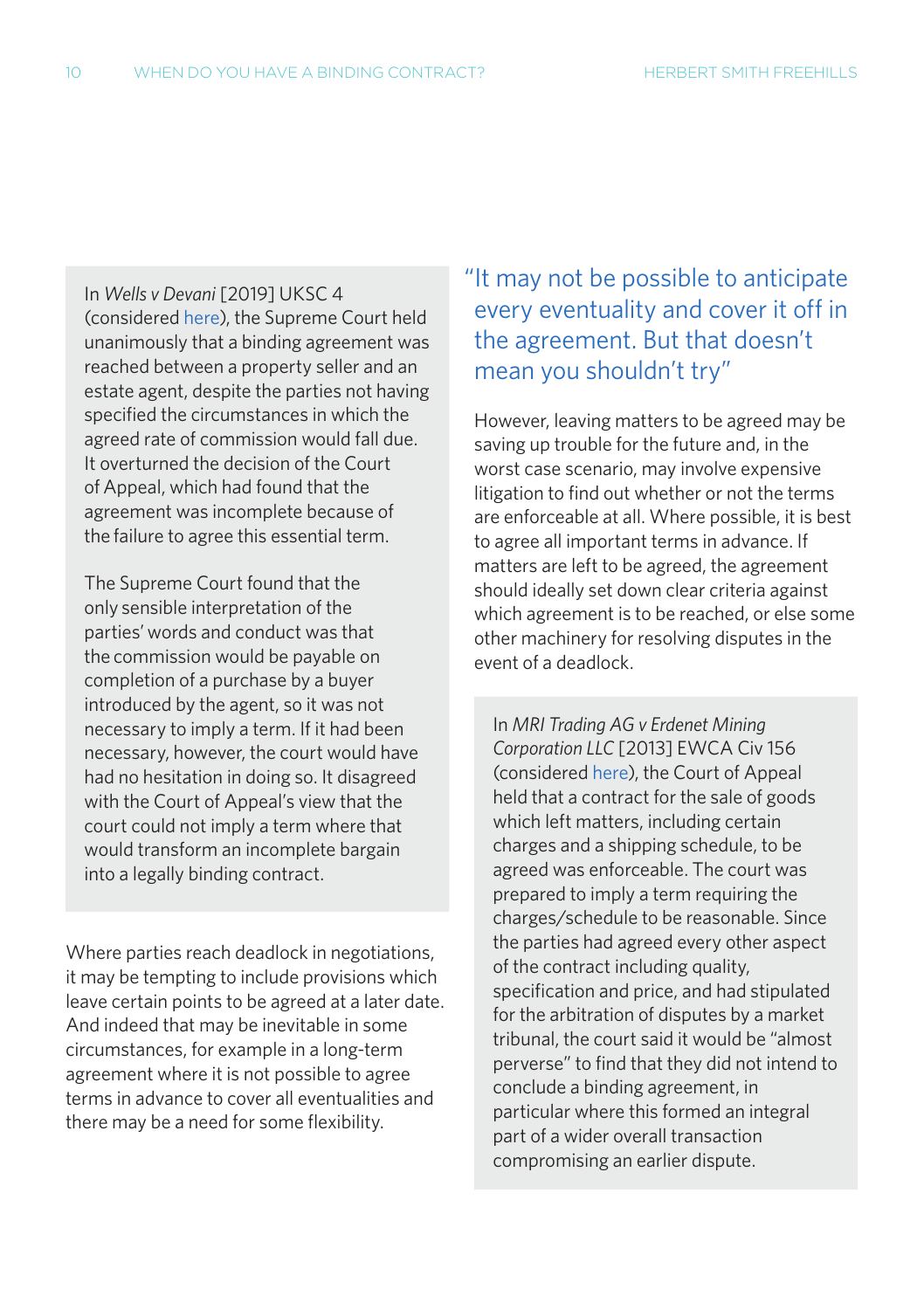In *Wells v Devani* [2019] UKSC 4 (considered here), the Supreme Court held unanimously that a binding agreement was reached between a property seller and an estate agent, despite the parties not having specified the circumstances in which the agreed rate of commission would fall due. It overturned the decision of the Court of Appeal, which had found that the agreement was incomplete because of the failure to agree this essential term.

The Supreme Court found that the only sensible interpretation of the parties' words and conduct was that the commission would be payable on completion of a purchase by a buyer introduced by the agent, so it was not necessary to imply a term. If it had been necessary, however, the court would have had no hesitation in doing so. It disagreed with the Court of Appeal's view that the court could not imply a term where that would transform an incomplete bargain into a legally binding contract.

Where parties reach deadlock in negotiations, it may be tempting to include provisions which leave certain points to be agreed at a later date. And indeed that may be inevitable in some circumstances, for example in a long-term agreement where it is not possible to agree terms in advance to cover all eventualities and there may be a need for some flexibility.

> "It may not be possible to anticipate every eventuality and cover it off in the agreement. But that doesn't mean you shouldn't try"

However, leaving matters to be agreed may be saving up trouble for the future and, in the worst case scenario, may involve expensive litigation to find out whether or not the terms are enforceable at all. Where possible, it is best to agree all important terms in advance. If matters are left to be agreed, the agreement should ideally set down clear criteria against which agreement is to be reached, or else some other machinery for resolving disputes in the event of a deadlock.

In *MRI Trading AG v Erdenet Mining Corporation LLC* [2013] EWCA Civ 156 (considered here), the Court of Appeal held that a contract for the sale of goods which left matters, including certain charges and a shipping schedule, to be agreed was enforceable. The court was prepared to imply a term requiring the charges/schedule to be reasonable. Since the parties had agreed every other aspect of the contract including quality, specification and price, and had stipulated for the arbitration of disputes by a market tribunal, the court said it would be "almost perverse" to find that they did not intend to conclude a binding agreement, in particular where this formed an integral part of a wider overall transaction compromising an earlier dispute.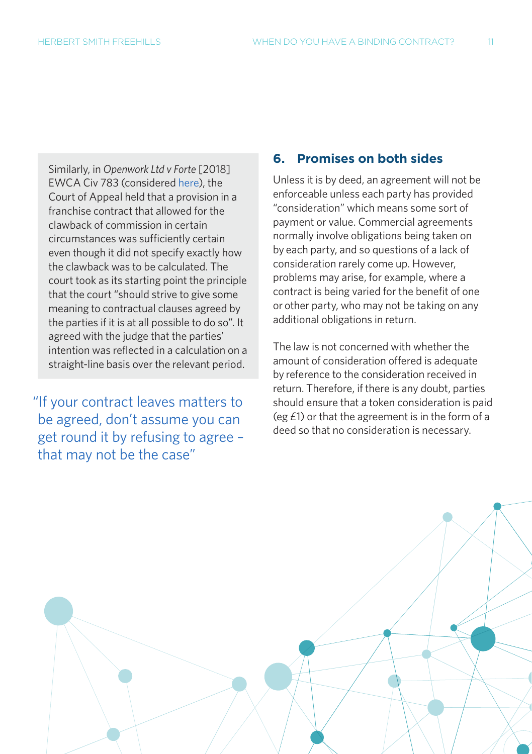Similarly, in *Openwork Ltd v Forte* [2018] EWCA Civ 783 (considered here), the Court of Appeal held that a provision in a franchise contract that allowed for the clawback of commission in certain circumstances was sufficiently certain even though it did not specify exactly how the clawback was to be calculated. The court took as its starting point the principle that the court "should strive to give some meaning to contractual clauses agreed by the parties if it is at all possible to do so". It agreed with the judge that the parties' intention was reflected in a calculation on a straight-line basis over the relevant period.

"If your contract leaves matters to be agreed, don't assume you can get round it by refusing to agree – that may not be the case"

## 6. Promises on both sides

Unless it is by deed, an agreement will not be enforceable unless each party has provided "consideration" which means some sort of payment or value. Commercial agreements normally involve obligations being taken on by each party, and so questions of a lack of consideration rarely come up. However, problems may arise, for example, where a contract is being varied for the benefit of one or other party, who may not be taking on any additional obligations in return.

The law is not concerned with whether the amount of consideration offered is adequate by reference to the consideration received in return. Therefore, if there is any doubt, parties should ensure that a token consideration is paid (eg £1) or that the agreement is in the form of a deed so that no consideration is necessary.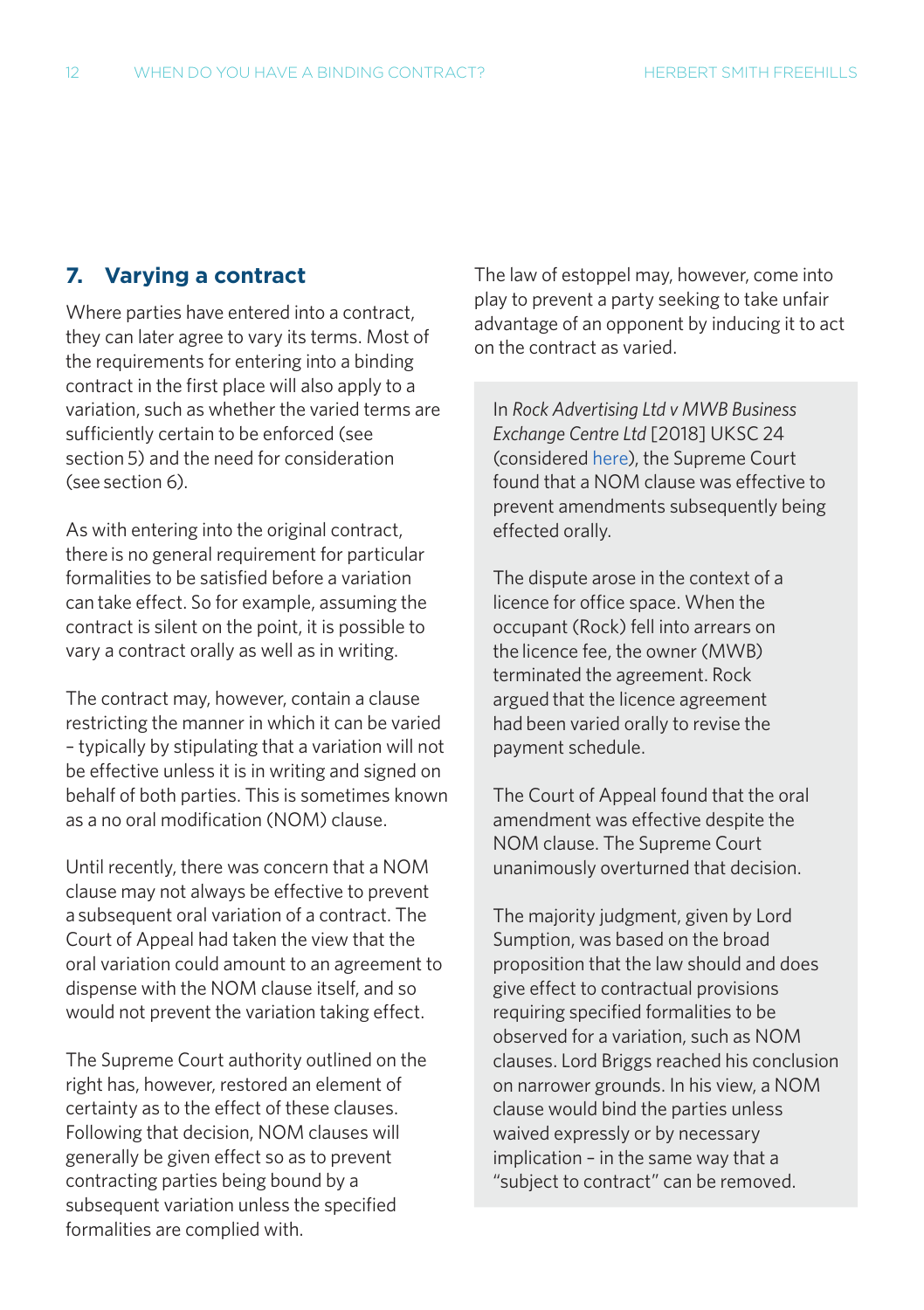## 7. Varying a contract

Where parties have entered into a contract, they can later agree to vary its terms. Most of the requirements for entering into a binding contract in the first place will also apply to a variation, such as whether the varied terms are sufficiently certain to be enforced (see section 5) and the need for consideration (see section 6).

As with entering into the original contract, there is no general requirement for particular formalities to be satisfied before a variation can take effect. So for example, assuming the contract is silent on the point, it is possible to vary a contract orally as well as in writing.

The contract may, however, contain a clause restricting the manner in which it can be varied – typically by stipulating that a variation will not be effective unless it is in writing and signed on behalf of both parties. This is sometimes known as a no oral modification (NOM) clause.

Until recently, there was concern that a NOM clause may not always be effective to prevent a subsequent oral variation of a contract. The Court of Appeal had taken the view that the oral variation could amount to an agreement to dispense with the NOM clause itself, and so would not prevent the variation taking effect.

The Supreme Court authority outlined on the right has, however, restored an element of certainty as to the effect of these clauses. Following that decision, NOM clauses will generally be given effect so as to prevent contracting parties being bound by a subsequent variation unless the specified formalities are complied with.

The law of estoppel may, however, come into play to prevent a party seeking to take unfair advantage of an opponent by inducing it to act on the contract as varied.

> In *Rock Advertising Ltd v MWB Business Exchange Centre Ltd* [2018] UKSC 24 (considered here), the Supreme Court found that a NOM clause was effective to prevent amendments subsequently being effected orally.
>
> The dispute arose in the context of a licence for office space. When the occupant (Rock) fell into arrears on the licence fee, the owner (MWB) terminated the agreement. Rock argued that the licence agreement had been varied orally to revise the payment schedule.
>
> The Court of Appeal found that the oral amendment was effective despite the NOM clause. The Supreme Court unanimously overturned that decision.
>
> The majority judgment, given by Lord Sumption, was based on the broad proposition that the law should and does give effect to contractual provisions requiring specified formalities to be observed for a variation, such as NOM clauses. Lord Briggs reached his conclusion on narrower grounds. In his view, a NOM clause would bind the parties unless waived expressly or by necessary implication – in the same way that a "subject to contract" can be removed.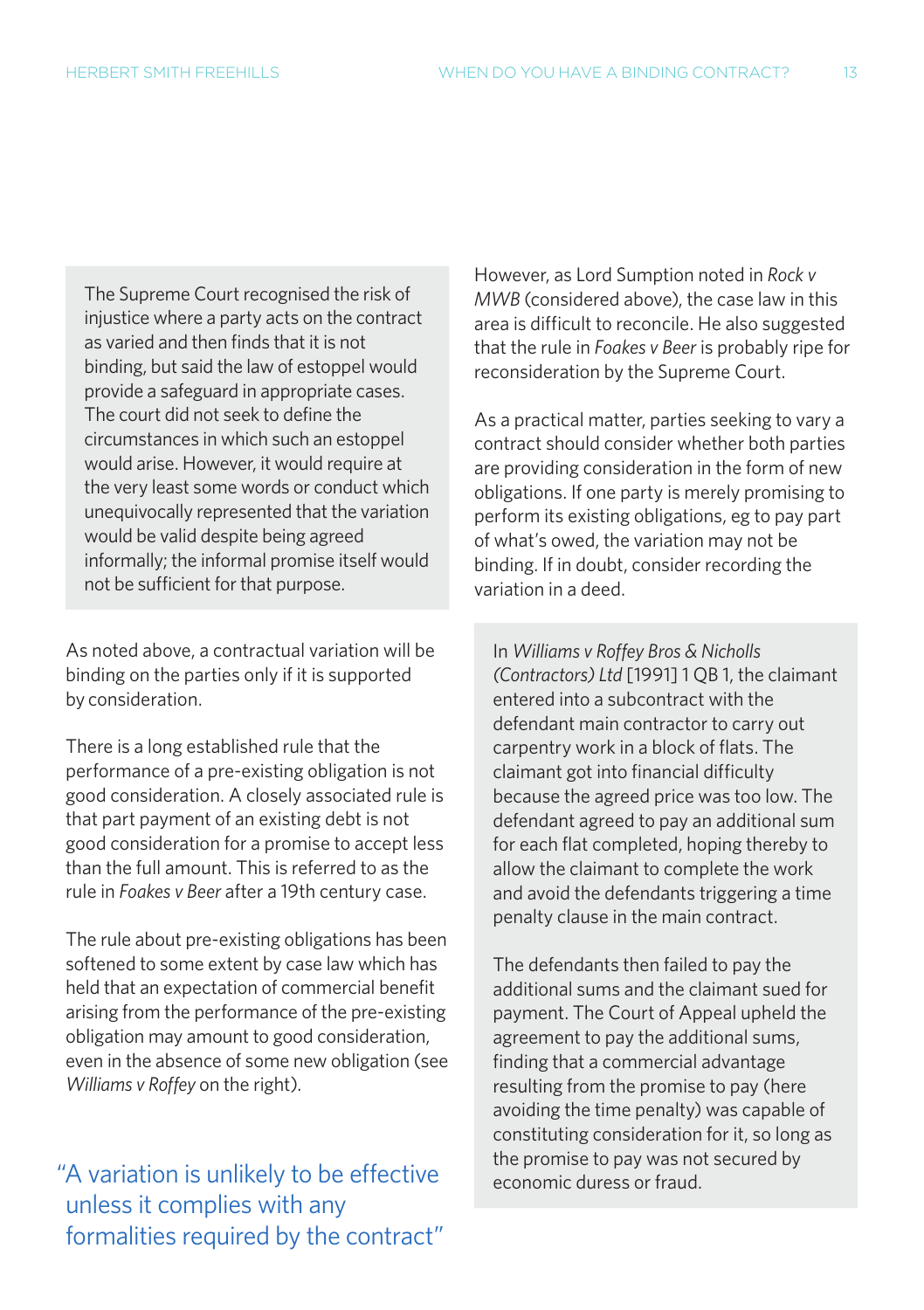The Supreme Court recognised the risk of injustice where a party acts on the contract as varied and then finds that it is not binding, but said the law of estoppel would provide a safeguard in appropriate cases. The court did not seek to define the circumstances in which such an estoppel would arise. However, it would require at the very least some words or conduct which unequivocally represented that the variation would be valid despite being agreed informally; the informal promise itself would not be sufficient for that purpose.

As noted above, a contractual variation will be binding on the parties only if it is supported by consideration.

There is a long established rule that the performance of a pre-existing obligation is not good consideration. A closely associated rule is that part payment of an existing debt is not good consideration for a promise to accept less than the full amount. This is referred to as the rule in *Foakes v Beer* after a 19th century case.

The rule about pre-existing obligations has been softened to some extent by case law which has held that an expectation of commercial benefit arising from the performance of the pre-existing obligation may amount to good consideration, even in the absence of some new obligation (see *Williams v Roffey* on the right).

> "A variation is unlikely to be effective unless it complies with any formalities required by the contract"

However, as Lord Sumption noted in *Rock v MWB* (considered above), the case law in this area is difficult to reconcile. He also suggested that the rule in *Foakes v Beer* is probably ripe for reconsideration by the Supreme Court.

As a practical matter, parties seeking to vary a contract should consider whether both parties are providing consideration in the form of new obligations. If one party is merely promising to perform its existing obligations, eg to pay part of what's owed, the variation may not be binding. If in doubt, consider recording the variation in a deed.

In *Williams v Roffey Bros & Nicholls (Contractors) Ltd* [1991] 1 QB 1, the claimant entered into a subcontract with the defendant main contractor to carry out carpentry work in a block of flats. The claimant got into financial difficulty because the agreed price was too low. The defendant agreed to pay an additional sum for each flat completed, hoping thereby to allow the claimant to complete the work and avoid the defendants triggering a time penalty clause in the main contract.

The defendants then failed to pay the additional sums and the claimant sued for payment. The Court of Appeal upheld the agreement to pay the additional sums, finding that a commercial advantage resulting from the promise to pay (here avoiding the time penalty) was capable of constituting consideration for it, so long as the promise to pay was not secured by economic duress or fraud.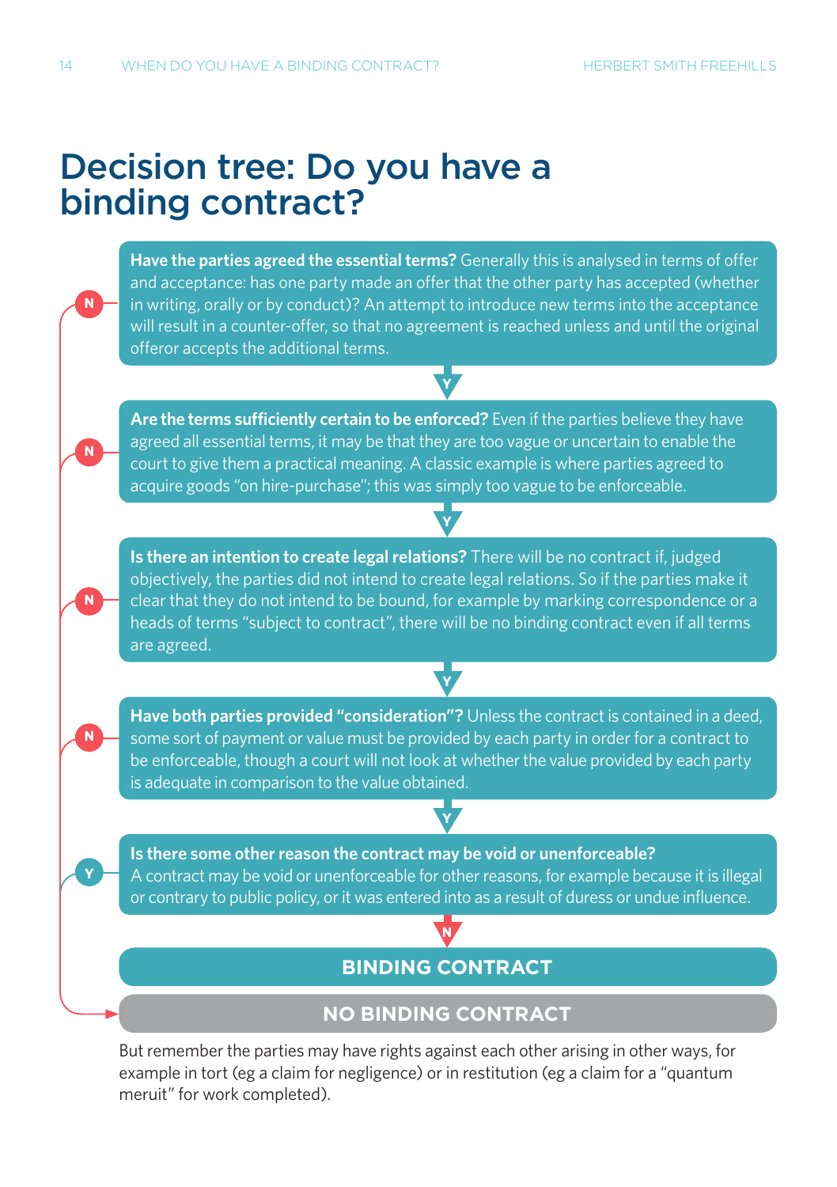# Decision tree: Do you have a binding contract?

**Have the parties agreed the essential terms?** Generally this is analysed in terms of offer and acceptance: has one party made an offer that the other party has accepted (whether in writing, orally or by conduct)? An attempt to introduce new terms into the acceptance will result in a counter-offer, so that no agreement is reached unless and until the original offeror accepts the additional terms.

- N → NO BINDING CONTRACT
- Y ↓

**Are the terms sufficiently certain to be enforced?** Even if the parties believe they have agreed all essential terms, it may be that they are too vague or uncertain to enable the court to give them a practical meaning. A classic example is where parties agreed to acquire goods "on hire-purchase"; this was simply too vague to be enforceable.

- N → NO BINDING CONTRACT
- Y ↓

**Is there an intention to create legal relations?** There will be no contract if, judged objectively, the parties did not intend to create legal relations. So if the parties make it clear that they do not intend to be bound, for example by marking correspondence or a heads of terms "subject to contract", there will be no binding contract even if all terms are agreed.

- N → NO BINDING CONTRACT
- Y ↓

**Have both parties provided "consideration"?** Unless the contract is contained in a deed, some sort of payment or value must be provided by each party in order for a contract to be enforceable, though a court will not look at whether the value provided by each party is adequate in comparison to the value obtained.

- N → NO BINDING CONTRACT
- Y ↓

**Is there some other reason the contract may be void or unenforceable?** A contract may be void or unenforceable for other reasons, for example because it is illegal or contrary to public policy, or it was entered into as a result of duress or undue influence.

- Y → NO BINDING CONTRACT
- N ↓

**BINDING CONTRACT**

**NO BINDING CONTRACT**

But remember the parties may have rights against each other arising in other ways, for example in tort (eg a claim for negligence) or in restitution (eg a claim for a "quantum meruit" for work completed).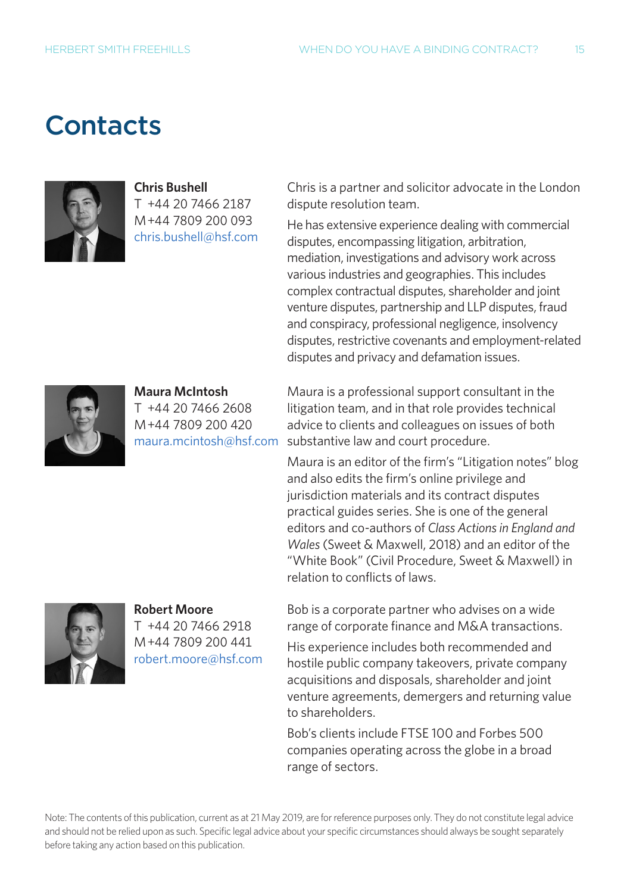# Contacts

**Chris Bushell**
T +44 20 7466 2187
M +44 7809 200 093
chris.bushell@hsf.com

Chris is a partner and solicitor advocate in the London dispute resolution team.

He has extensive experience dealing with commercial disputes, encompassing litigation, arbitration, mediation, investigations and advisory work across various industries and geographies. This includes complex contractual disputes, shareholder and joint venture disputes, partnership and LLP disputes, fraud and conspiracy, professional negligence, insolvency disputes, restrictive covenants and employment-related disputes and privacy and defamation issues.

**Maura McIntosh**
T +44 20 7466 2608
M +44 7809 200 420
maura.mcintosh@hsf.com

Maura is a professional support consultant in the litigation team, and in that role provides technical advice to clients and colleagues on issues of both substantive law and court procedure.

Maura is an editor of the firm's "Litigation notes" blog and also edits the firm's online privilege and jurisdiction materials and its contract disputes practical guides series. She is one of the general editors and co-authors of *Class Actions in England and Wales* (Sweet & Maxwell, 2018) and an editor of the "White Book" (Civil Procedure, Sweet & Maxwell) in relation to conflicts of laws.

**Robert Moore**
T +44 20 7466 2918
M +44 7809 200 441
robert.moore@hsf.com

Bob is a corporate partner who advises on a wide range of corporate finance and M&A transactions.

His experience includes both recommended and hostile public company takeovers, private company acquisitions and disposals, shareholder and joint venture agreements, demergers and returning value to shareholders.

Bob's clients include FTSE 100 and Forbes 500 companies operating across the globe in a broad range of sectors.

Note: The contents of this publication, current as at 21 May 2019, are for reference purposes only. They do not constitute legal advice and should not be relied upon as such. Specific legal advice about your specific circumstances should always be sought separately before taking any action based on this publication.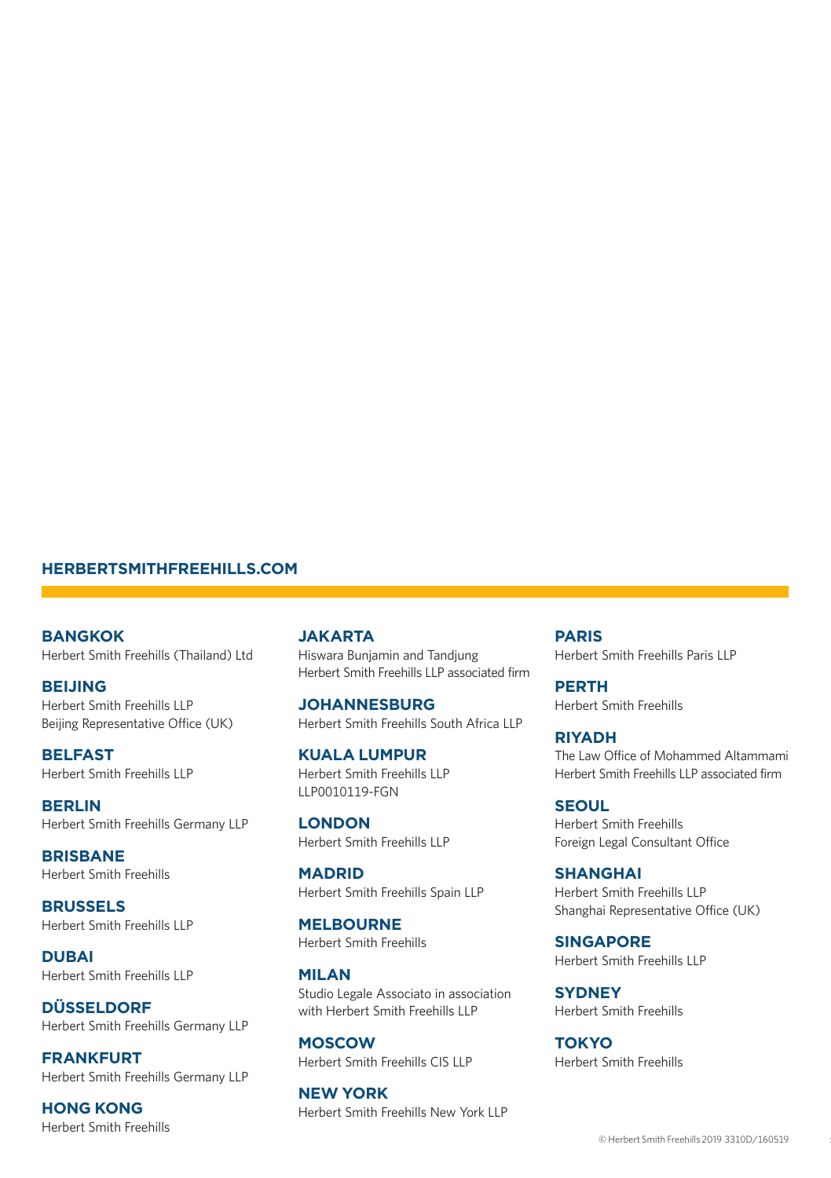**HERBERTSMITHFREEHILLS.COM**

**BANGKOK**
Herbert Smith Freehills (Thailand) Ltd

**BEIJING**
Herbert Smith Freehills LLP
Beijing Representative Office (UK)

**BELFAST**
Herbert Smith Freehills LLP

**BERLIN**
Herbert Smith Freehills Germany LLP

**BRISBANE**
Herbert Smith Freehills

**BRUSSELS**
Herbert Smith Freehills LLP

**DUBAI**
Herbert Smith Freehills LLP

**DÜSSELDORF**
Herbert Smith Freehills Germany LLP

**FRANKFURT**
Herbert Smith Freehills Germany LLP

**HONG KONG**
Herbert Smith Freehills

**JAKARTA**
Hiswara Bunjamin and Tandjung
Herbert Smith Freehills LLP associated firm

**JOHANNESBURG**
Herbert Smith Freehills South Africa LLP

**KUALA LUMPUR**
Herbert Smith Freehills LLP
LLP0010119-FGN

**LONDON**
Herbert Smith Freehills LLP

**MADRID**
Herbert Smith Freehills Spain LLP

**MELBOURNE**
Herbert Smith Freehills

**MILAN**
Studio Legale Associato in association with Herbert Smith Freehills LLP

**MOSCOW**
Herbert Smith Freehills CIS LLP

**NEW YORK**
Herbert Smith Freehills New York LLP

**PARIS**
Herbert Smith Freehills Paris LLP

**PERTH**
Herbert Smith Freehills

**RIYADH**
The Law Office of Mohammed Altammami
Herbert Smith Freehills LLP associated firm

**SEOUL**
Herbert Smith Freehills
Foreign Legal Consultant Office

**SHANGHAI**
Herbert Smith Freehills LLP
Shanghai Representative Office (UK)

**SINGAPORE**
Herbert Smith Freehills LLP

**SYDNEY**
Herbert Smith Freehills

**TOKYO**
Herbert Smith Freehills

© Herbert Smith Freehills 2019 3310D/160519